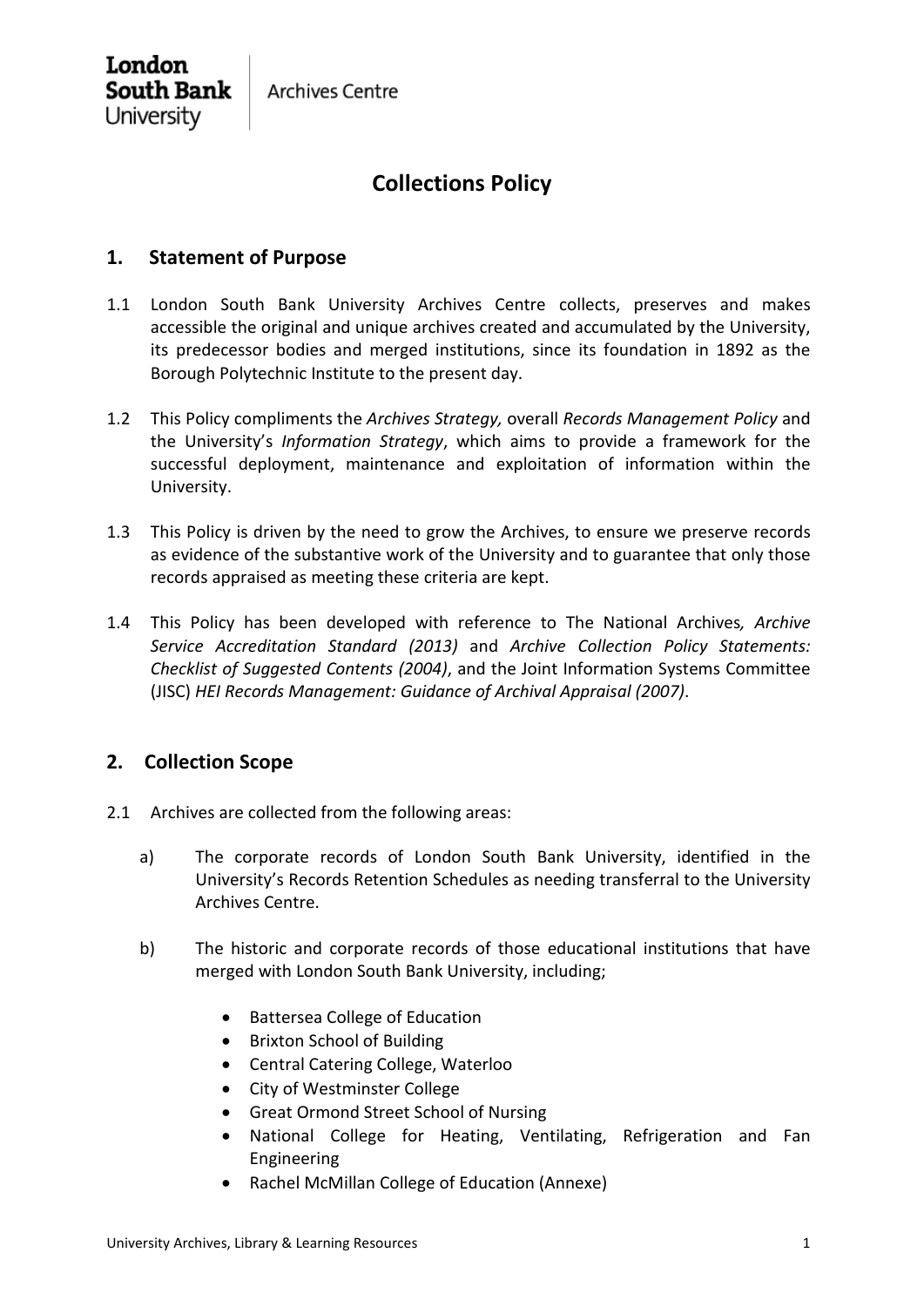London South Bank University | Archives Centre

# Collections Policy

## 1. Statement of Purpose

1.1 London South Bank University Archives Centre collects, preserves and makes accessible the original and unique archives created and accumulated by the University, its predecessor bodies and merged institutions, since its foundation in 1892 as the Borough Polytechnic Institute to the present day.

1.2 This Policy compliments the *Archives Strategy,* overall *Records Management Policy* and the University's *Information Strategy*, which aims to provide a framework for the successful deployment, maintenance and exploitation of information within the University.

1.3 This Policy is driven by the need to grow the Archives, to ensure we preserve records as evidence of the substantive work of the University and to guarantee that only those records appraised as meeting these criteria are kept.

1.4 This Policy has been developed with reference to The National Archives*, Archive Service Accreditation Standard (2013)* and *Archive Collection Policy Statements: Checklist of Suggested Contents (2004)*, and the Joint Information Systems Committee (JISC) *HEI Records Management: Guidance of Archival Appraisal (2007)*.

## 2. Collection Scope

2.1 Archives are collected from the following areas:

a) The corporate records of London South Bank University, identified in the University's Records Retention Schedules as needing transferral to the University Archives Centre.

b) The historic and corporate records of those educational institutions that have merged with London South Bank University, including;

- Battersea College of Education
- Brixton School of Building
- Central Catering College, Waterloo
- City of Westminster College
- Great Ormond Street School of Nursing
- National College for Heating, Ventilating, Refrigeration and Fan Engineering
- Rachel McMillan College of Education (Annexe)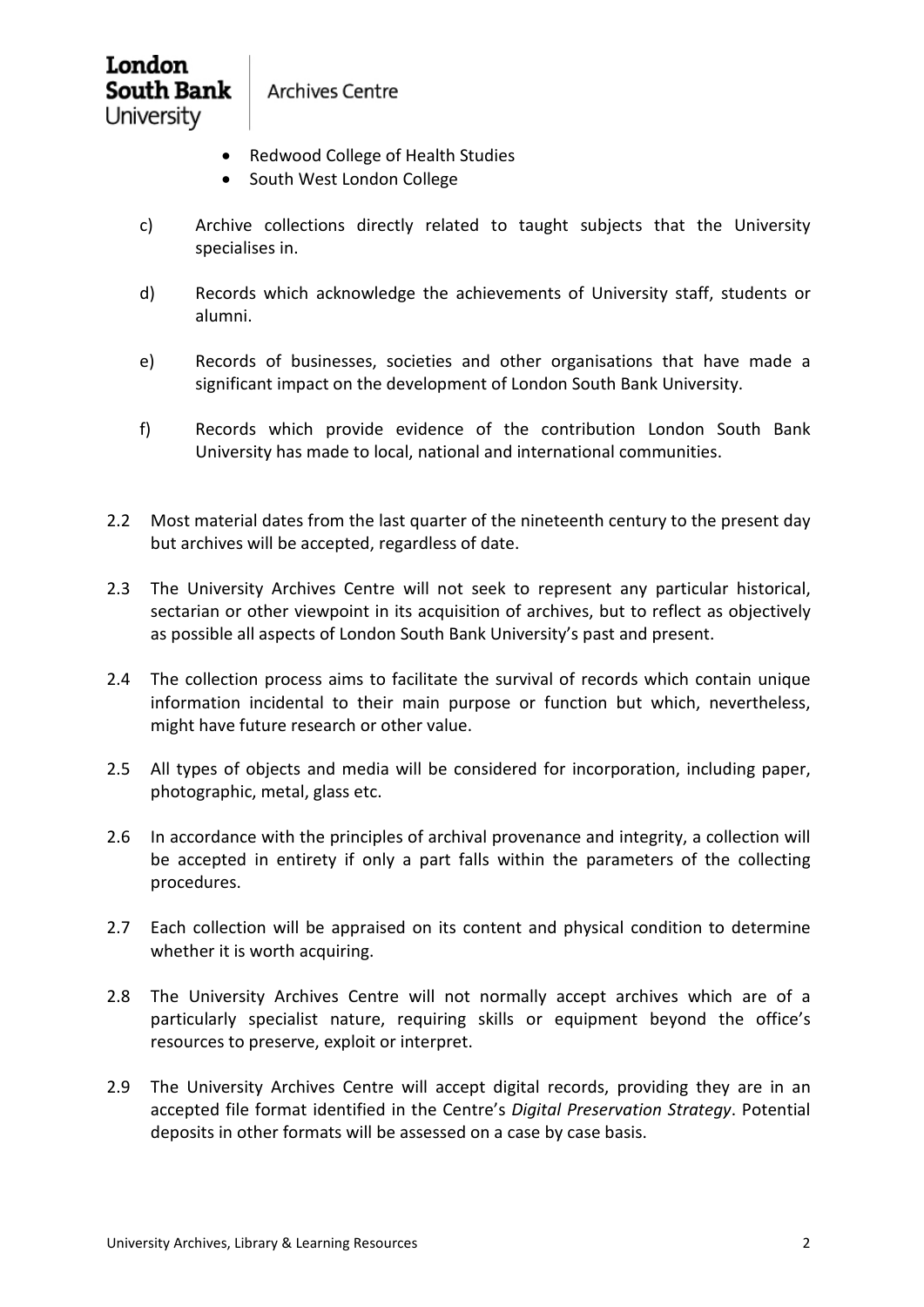- Redwood College of Health Studies
- South West London College

c) Archive collections directly related to taught subjects that the University specialises in.

d) Records which acknowledge the achievements of University staff, students or alumni.

e) Records of businesses, societies and other organisations that have made a significant impact on the development of London South Bank University.

f) Records which provide evidence of the contribution London South Bank University has made to local, national and international communities.

2.2 Most material dates from the last quarter of the nineteenth century to the present day but archives will be accepted, regardless of date.

2.3 The University Archives Centre will not seek to represent any particular historical, sectarian or other viewpoint in its acquisition of archives, but to reflect as objectively as possible all aspects of London South Bank University's past and present.

2.4 The collection process aims to facilitate the survival of records which contain unique information incidental to their main purpose or function but which, nevertheless, might have future research or other value.

2.5 All types of objects and media will be considered for incorporation, including paper, photographic, metal, glass etc.

2.6 In accordance with the principles of archival provenance and integrity, a collection will be accepted in entirety if only a part falls within the parameters of the collecting procedures.

2.7 Each collection will be appraised on its content and physical condition to determine whether it is worth acquiring.

2.8 The University Archives Centre will not normally accept archives which are of a particularly specialist nature, requiring skills or equipment beyond the office's resources to preserve, exploit or interpret.

2.9 The University Archives Centre will accept digital records, providing they are in an accepted file format identified in the Centre's *Digital Preservation Strategy*. Potential deposits in other formats will be assessed on a case by case basis.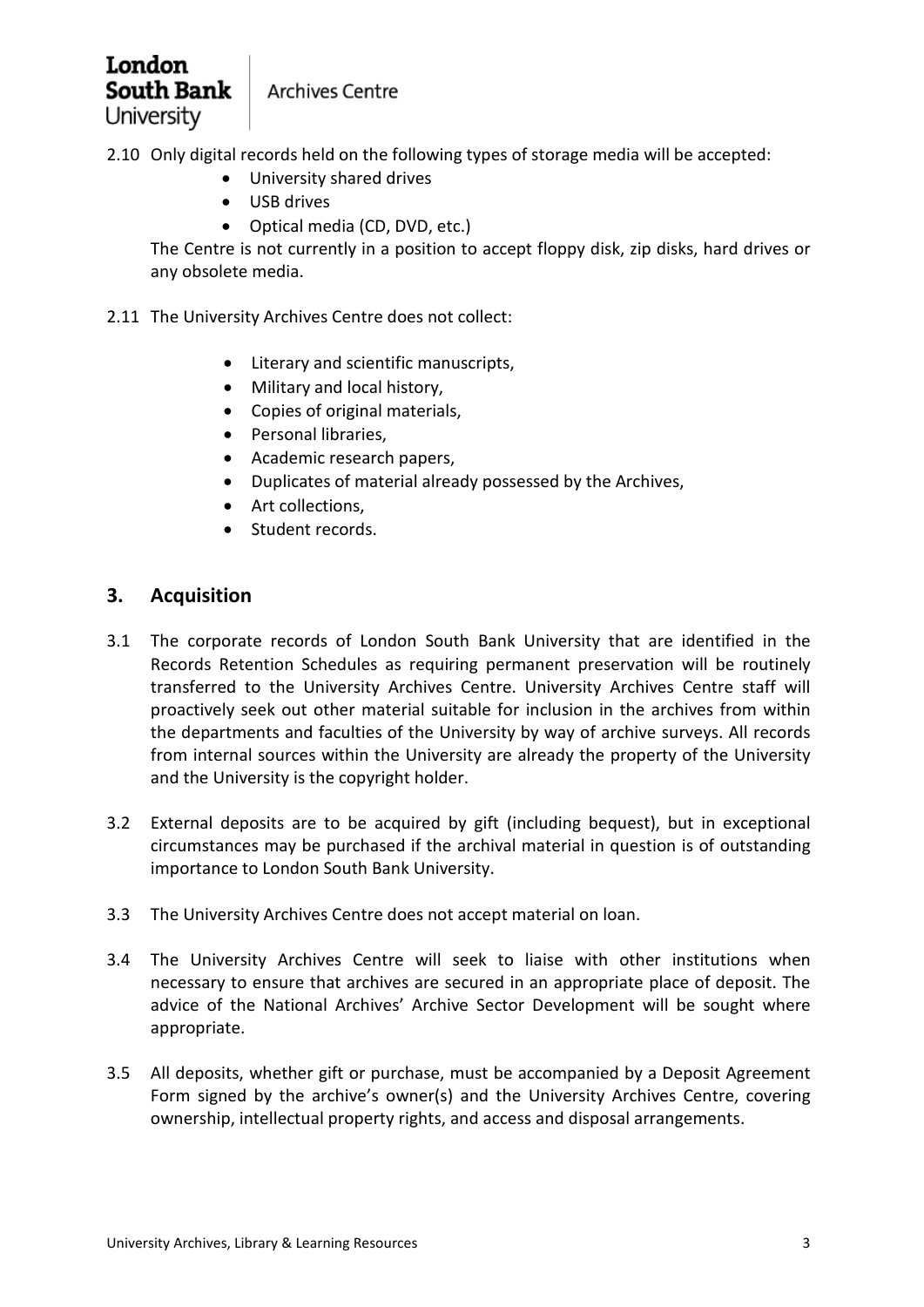2.10 Only digital records held on the following types of storage media will be accepted:

- University shared drives
- USB drives
- Optical media (CD, DVD, etc.)

The Centre is not currently in a position to accept floppy disk, zip disks, hard drives or any obsolete media.

2.11 The University Archives Centre does not collect:

- Literary and scientific manuscripts,
- Military and local history,
- Copies of original materials,
- Personal libraries,
- Academic research papers,
- Duplicates of material already possessed by the Archives,
- Art collections,
- Student records.

## 3. Acquisition

3.1 The corporate records of London South Bank University that are identified in the Records Retention Schedules as requiring permanent preservation will be routinely transferred to the University Archives Centre. University Archives Centre staff will proactively seek out other material suitable for inclusion in the archives from within the departments and faculties of the University by way of archive surveys. All records from internal sources within the University are already the property of the University and the University is the copyright holder.

3.2 External deposits are to be acquired by gift (including bequest), but in exceptional circumstances may be purchased if the archival material in question is of outstanding importance to London South Bank University.

3.3 The University Archives Centre does not accept material on loan.

3.4 The University Archives Centre will seek to liaise with other institutions when necessary to ensure that archives are secured in an appropriate place of deposit. The advice of the National Archives' Archive Sector Development will be sought where appropriate.

3.5 All deposits, whether gift or purchase, must be accompanied by a Deposit Agreement Form signed by the archive's owner(s) and the University Archives Centre, covering ownership, intellectual property rights, and access and disposal arrangements.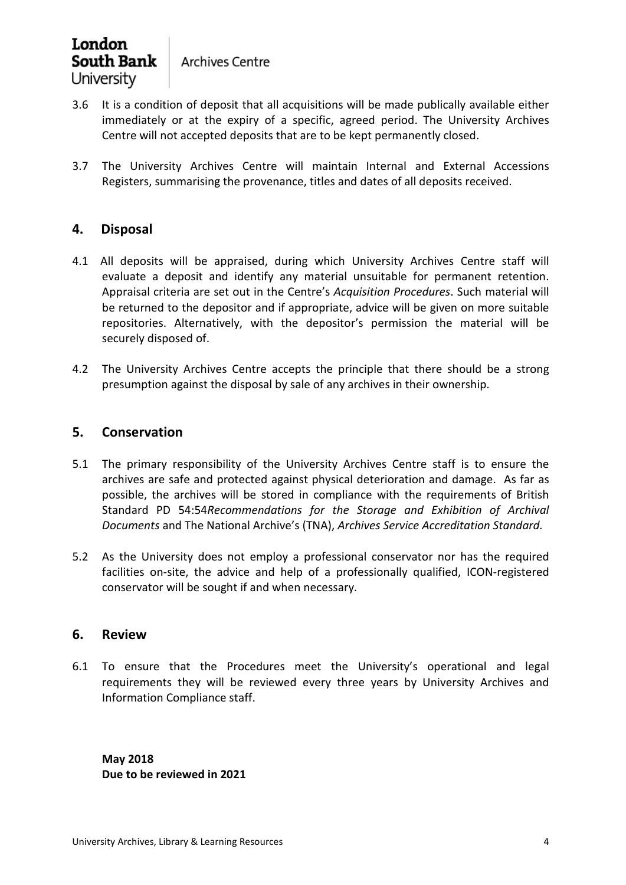3.6 It is a condition of deposit that all acquisitions will be made publically available either immediately or at the expiry of a specific, agreed period. The University Archives Centre will not accepted deposits that are to be kept permanently closed.

3.7 The University Archives Centre will maintain Internal and External Accessions Registers, summarising the provenance, titles and dates of all deposits received.

## 4. Disposal

4.1 All deposits will be appraised, during which University Archives Centre staff will evaluate a deposit and identify any material unsuitable for permanent retention. Appraisal criteria are set out in the Centre's *Acquisition Procedures*. Such material will be returned to the depositor and if appropriate, advice will be given on more suitable repositories. Alternatively, with the depositor's permission the material will be securely disposed of.

4.2 The University Archives Centre accepts the principle that there should be a strong presumption against the disposal by sale of any archives in their ownership.

## 5. Conservation

5.1 The primary responsibility of the University Archives Centre staff is to ensure the archives are safe and protected against physical deterioration and damage. As far as possible, the archives will be stored in compliance with the requirements of British Standard PD 54:54*Recommendations for the Storage and Exhibition of Archival Documents* and The National Archive's (TNA), *Archives Service Accreditation Standard.*

5.2 As the University does not employ a professional conservator nor has the required facilities on-site, the advice and help of a professionally qualified, ICON-registered conservator will be sought if and when necessary.

## 6. Review

6.1 To ensure that the Procedures meet the University's operational and legal requirements they will be reviewed every three years by University Archives and Information Compliance staff.

**May 2018**
**Due to be reviewed in 2021**